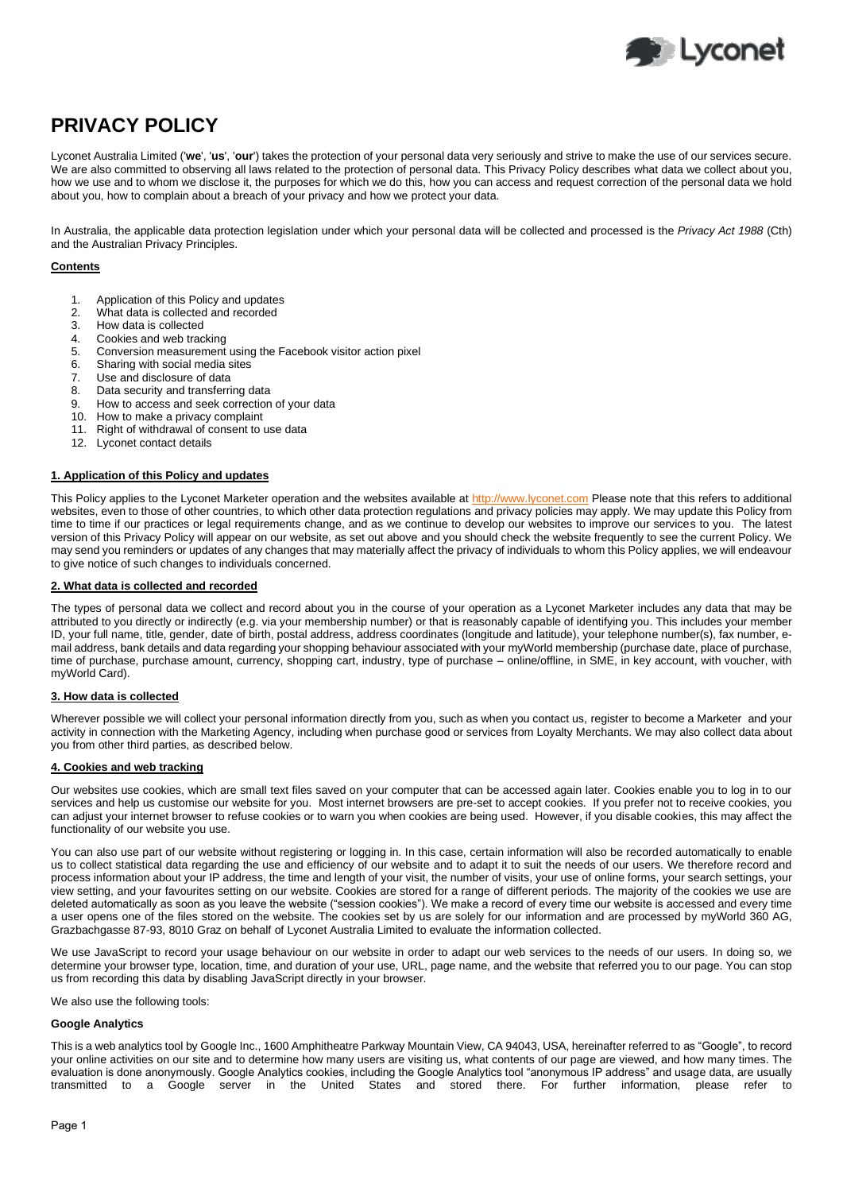# PRIVACY POLICY

Lyconet Australia Limited ('**we**', '**us**', '**our**') takes the protection of your personal data very seriously and strive to make the use of our services secure. We are also committed to observing all laws related to the protection of personal data. This Privacy Policy describes what data we collect about you, how we use and to whom we disclose it, the purposes for which we do this, how you can access and request correction of the personal data we hold about you, how to complain about a breach of your privacy and how we protect your data.

In Australia, the applicable data protection legislation under which your personal data will be collected and processed is the *Privacy Act 1988* (Cth) and the Australian Privacy Principles.

**Contents**

1. Application of this Policy and updates
2. What data is collected and recorded
3. How data is collected
4. Cookies and web tracking
5. Conversion measurement using the Facebook visitor action pixel
6. Sharing with social media sites
7. Use and disclosure of data
8. Data security and transferring data
9. How to access and seek correction of your data
10. How to make a privacy complaint
11. Right of withdrawal of consent to use data
12. Lyconet contact details

## 1. Application of this Policy and updates

This Policy applies to the Lyconet Marketer operation and the websites available at http://www.lyconet.com Please note that this refers to additional websites, even to those of other countries, to which other data protection regulations and privacy policies may apply. We may update this Policy from time to time if our practices or legal requirements change, and as we continue to develop our websites to improve our services to you. The latest version of this Privacy Policy will appear on our website, as set out above and you should check the website frequently to see the current Policy. We may send you reminders or updates of any changes that may materially affect the privacy of individuals to whom this Policy applies, we will endeavour to give notice of such changes to individuals concerned.

## 2. What data is collected and recorded

The types of personal data we collect and record about you in the course of your operation as a Lyconet Marketer includes any data that may be attributed to you directly or indirectly (e.g. via your membership number) or that is reasonably capable of identifying you. This includes your member ID, your full name, title, gender, date of birth, postal address, address coordinates (longitude and latitude), your telephone number(s), fax number, e-mail address, bank details and data regarding your shopping behaviour associated with your myWorld membership (purchase date, place of purchase, time of purchase, purchase amount, currency, shopping cart, industry, type of purchase – online/offline, in SME, in key account, with voucher, with myWorld Card).

## 3. How data is collected

Wherever possible we will collect your personal information directly from you, such as when you contact us, register to become a Marketer and your activity in connection with the Marketing Agency, including when purchase good or services from Loyalty Merchants. We may also collect data about you from other third parties, as described below.

## 4. Cookies and web tracking

Our websites use cookies, which are small text files saved on your computer that can be accessed again later. Cookies enable you to log in to our services and help us customise our website for you. Most internet browsers are pre-set to accept cookies. If you prefer not to receive cookies, you can adjust your internet browser to refuse cookies or to warn you when cookies are being used. However, if you disable cookies, this may affect the functionality of our website you use.

You can also use part of our website without registering or logging in. In this case, certain information will also be recorded automatically to enable us to collect statistical data regarding the use and efficiency of our website and to adapt it to suit the needs of our users. We therefore record and process information about your IP address, the time and length of your visit, the number of visits, your use of online forms, your search settings, your view setting, and your favourites setting on our website. Cookies are stored for a range of different periods. The majority of the cookies we use are deleted automatically as soon as you leave the website ("session cookies"). We make a record of every time our website is accessed and every time a user opens one of the files stored on the website. The cookies set by us are solely for our information and are processed by myWorld 360 AG, Grazbachgasse 87-93, 8010 Graz on behalf of Lyconet Australia Limited to evaluate the information collected.

We use JavaScript to record your usage behaviour on our website in order to adapt our web services to the needs of our users. In doing so, we determine your browser type, location, time, and duration of your use, URL, page name, and the website that referred you to our page. You can stop us from recording this data by disabling JavaScript directly in your browser.

We also use the following tools:

**Google Analytics**

This is a web analytics tool by Google Inc., 1600 Amphitheatre Parkway Mountain View, CA 94043, USA, hereinafter referred to as "Google", to record your online activities on our site and to determine how many users are visiting us, what contents of our page are viewed, and how many times. The evaluation is done anonymously. Google Analytics cookies, including the Google Analytics tool "anonymous IP address" and usage data, are usually transmitted to a Google server in the United States and stored there. For further information, please refer to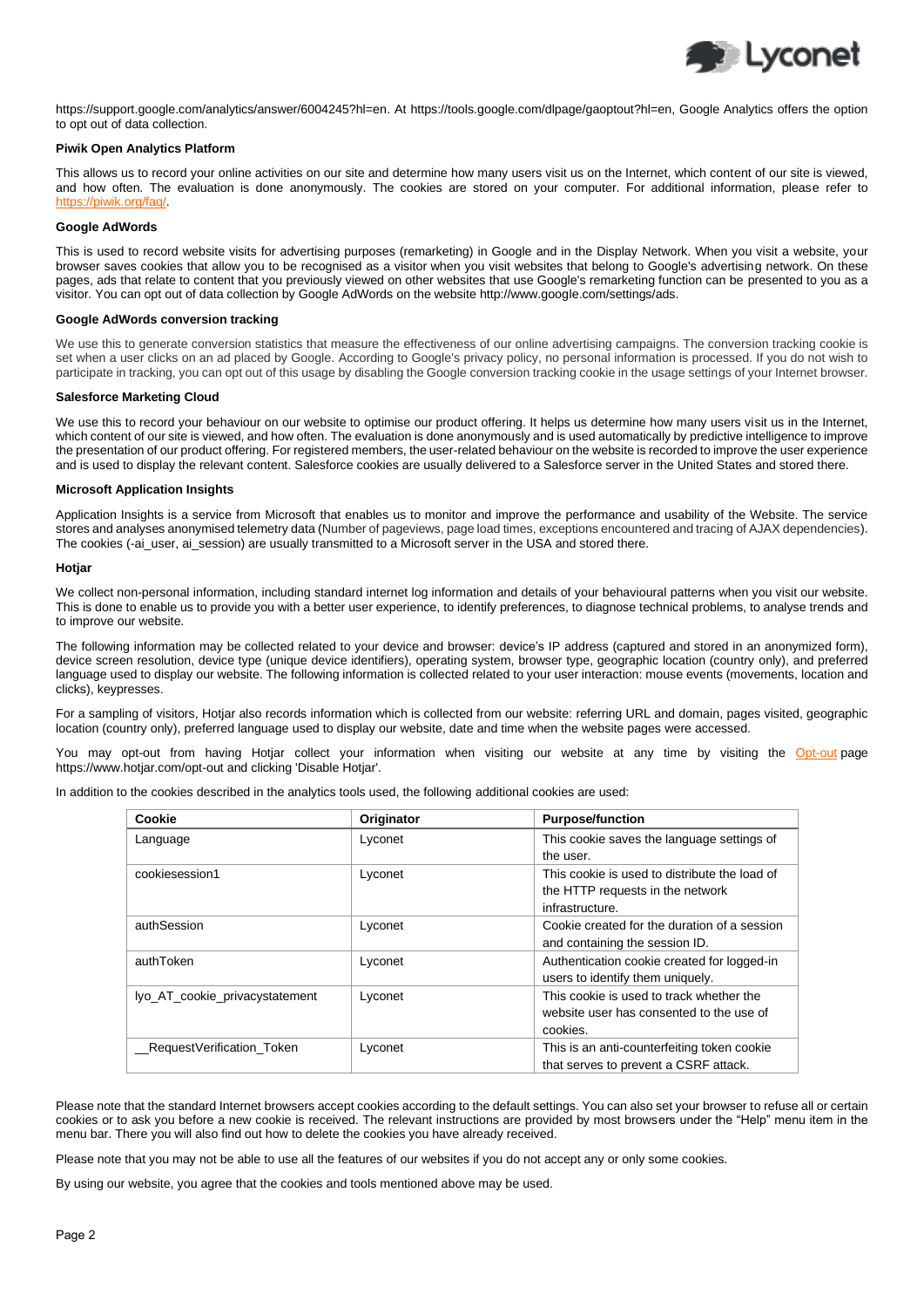https://support.google.com/analytics/answer/6004245?hl=en. At https://tools.google.com/dlpage/gaoptout?hl=en, Google Analytics offers the option to opt out of data collection.

**Piwik Open Analytics Platform**

This allows us to record your online activities on our site and determine how many users visit us on the Internet, which content of our site is viewed, and how often. The evaluation is done anonymously. The cookies are stored on your computer. For additional information, please refer to https://piwik.org/faq/.

**Google AdWords**

This is used to record website visits for advertising purposes (remarketing) in Google and in the Display Network. When you visit a website, your browser saves cookies that allow you to be recognised as a visitor when you visit websites that belong to Google's advertising network. On these pages, ads that relate to content that you previously viewed on other websites that use Google's remarketing function can be presented to you as a visitor. You can opt out of data collection by Google AdWords on the website http://www.google.com/settings/ads.

**Google AdWords conversion tracking**

We use this to generate conversion statistics that measure the effectiveness of our online advertising campaigns. The conversion tracking cookie is set when a user clicks on an ad placed by Google. According to Google's privacy policy, no personal information is processed. If you do not wish to participate in tracking, you can opt out of this usage by disabling the Google conversion tracking cookie in the usage settings of your Internet browser.

**Salesforce Marketing Cloud**

We use this to record your behaviour on our website to optimise our product offering. It helps us determine how many users visit us in the Internet, which content of our site is viewed, and how often. The evaluation is done anonymously and is used automatically by predictive intelligence to improve the presentation of our product offering. For registered members, the user-related behaviour on the website is recorded to improve the user experience and is used to display the relevant content. Salesforce cookies are usually delivered to a Salesforce server in the United States and stored there.

**Microsoft Application Insights**

Application Insights is a service from Microsoft that enables us to monitor and improve the performance and usability of the Website. The service stores and analyses anonymised telemetry data (Number of pageviews, page load times, exceptions encountered and tracing of AJAX dependencies). The cookies (-ai_user, ai_session) are usually transmitted to a Microsoft server in the USA and stored there.

**Hotjar**

We collect non-personal information, including standard internet log information and details of your behavioural patterns when you visit our website. This is done to enable us to provide you with a better user experience, to identify preferences, to diagnose technical problems, to analyse trends and to improve our website.

The following information may be collected related to your device and browser: device's IP address (captured and stored in an anonymized form), device screen resolution, device type (unique device identifiers), operating system, browser type, geographic location (country only), and preferred language used to display our website. The following information is collected related to your user interaction: mouse events (movements, location and clicks), keypresses.

For a sampling of visitors, Hotjar also records information which is collected from our website: referring URL and domain, pages visited, geographic location (country only), preferred language used to display our website, date and time when the website pages were accessed.

You may opt-out from having Hotjar collect your information when visiting our website at any time by visiting the Opt-out page https://www.hotjar.com/opt-out and clicking 'Disable Hotjar'.

In addition to the cookies described in the analytics tools used, the following additional cookies are used:

| Cookie | Originator | Purpose/function |
|---|---|---|
| Language | Lyconet | This cookie saves the language settings of the user. |
| cookiesession1 | Lyconet | This cookie is used to distribute the load of the HTTP requests in the network infrastructure. |
| authSession | Lyconet | Cookie created for the duration of a session and containing the session ID. |
| authToken | Lyconet | Authentication cookie created for logged-in users to identify them uniquely. |
| lyo_AT_cookie_privacystatement | Lyconet | This cookie is used to track whether the website user has consented to the use of cookies. |
| __RequestVerification_Token | Lyconet | This is an anti-counterfeiting token cookie that serves to prevent a CSRF attack. |

Please note that the standard Internet browsers accept cookies according to the default settings. You can also set your browser to refuse all or certain cookies or to ask you before a new cookie is received. The relevant instructions are provided by most browsers under the "Help" menu item in the menu bar. There you will also find out how to delete the cookies you have already received.

Please note that you may not be able to use all the features of our websites if you do not accept any or only some cookies.

By using our website, you agree that the cookies and tools mentioned above may be used.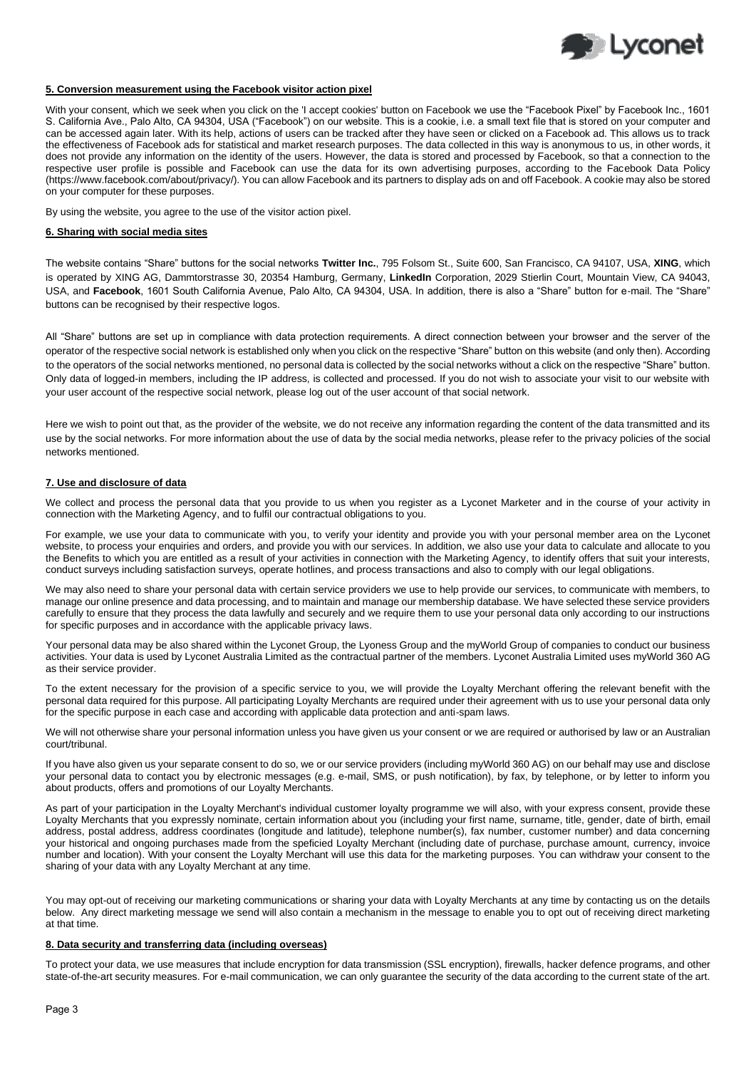#### 5. Conversion measurement using the Facebook visitor action pixel

With your consent, which we seek when you click on the 'I accept cookies' button on Facebook we use the "Facebook Pixel" by Facebook Inc., 1601 S. California Ave., Palo Alto, CA 94304, USA ("Facebook") on our website. This is a cookie, i.e. a small text file that is stored on your computer and can be accessed again later. With its help, actions of users can be tracked after they have seen or clicked on a Facebook ad. This allows us to track the effectiveness of Facebook ads for statistical and market research purposes. The data collected in this way is anonymous to us, in other words, it does not provide any information on the identity of the users. However, the data is stored and processed by Facebook, so that a connection to the respective user profile is possible and Facebook can use the data for its own advertising purposes, according to the Facebook Data Policy (https://www.facebook.com/about/privacy/). You can allow Facebook and its partners to display ads on and off Facebook. A cookie may also be stored on your computer for these purposes.

By using the website, you agree to the use of the visitor action pixel.

#### 6. Sharing with social media sites

The website contains "Share" buttons for the social networks **Twitter Inc.**, 795 Folsom St., Suite 600, San Francisco, CA 94107, USA, **XING**, which is operated by XING AG, Dammtorstrasse 30, 20354 Hamburg, Germany, **LinkedIn** Corporation, 2029 Stierlin Court, Mountain View, CA 94043, USA, and **Facebook**, 1601 South California Avenue, Palo Alto, CA 94304, USA. In addition, there is also a "Share" button for e-mail. The "Share" buttons can be recognised by their respective logos.

All "Share" buttons are set up in compliance with data protection requirements. A direct connection between your browser and the server of the operator of the respective social network is established only when you click on the respective "Share" button on this website (and only then). According to the operators of the social networks mentioned, no personal data is collected by the social networks without a click on the respective "Share" button. Only data of logged-in members, including the IP address, is collected and processed. If you do not wish to associate your visit to our website with your user account of the respective social network, please log out of the user account of that social network.

Here we wish to point out that, as the provider of the website, we do not receive any information regarding the content of the data transmitted and its use by the social networks. For more information about the use of data by the social media networks, please refer to the privacy policies of the social networks mentioned.

#### 7. Use and disclosure of data

We collect and process the personal data that you provide to us when you register as a Lyconet Marketer and in the course of your activity in connection with the Marketing Agency, and to fulfil our contractual obligations to you.

For example, we use your data to communicate with you, to verify your identity and provide you with your personal member area on the Lyconet website, to process your enquiries and orders, and provide you with our services. In addition, we also use your data to calculate and allocate to you the Benefits to which you are entitled as a result of your activities in connection with the Marketing Agency, to identify offers that suit your interests, conduct surveys including satisfaction surveys, operate hotlines, and process transactions and also to comply with our legal obligations.

We may also need to share your personal data with certain service providers we use to help provide our services, to communicate with members, to manage our online presence and data processing, and to maintain and manage our membership database. We have selected these service providers carefully to ensure that they process the data lawfully and securely and we require them to use your personal data only according to our instructions for specific purposes and in accordance with the applicable privacy laws.

Your personal data may be also shared within the Lyconet Group, the Lyoness Group and the myWorld Group of companies to conduct our business activities. Your data is used by Lyconet Australia Limited as the contractual partner of the members. Lyconet Australia Limited uses myWorld 360 AG as their service provider.

To the extent necessary for the provision of a specific service to you, we will provide the Loyalty Merchant offering the relevant benefit with the personal data required for this purpose. All participating Loyalty Merchants are required under their agreement with us to use your personal data only for the specific purpose in each case and according with applicable data protection and anti-spam laws.

We will not otherwise share your personal information unless you have given us your consent or we are required or authorised by law or an Australian court/tribunal.

If you have also given us your separate consent to do so, we or our service providers (including myWorld 360 AG) on our behalf may use and disclose your personal data to contact you by electronic messages (e.g. e-mail, SMS, or push notification), by fax, by telephone, or by letter to inform you about products, offers and promotions of our Loyalty Merchants.

As part of your participation in the Loyalty Merchant's individual customer loyalty programme we will also, with your express consent, provide these Loyalty Merchants that you expressly nominate, certain information about you (including your first name, surname, title, gender, date of birth, email address, postal address, address coordinates (longitude and latitude), telephone number(s), fax number, customer number) and data concerning your historical and ongoing purchases made from the speficied Loyalty Merchant (including date of purchase, purchase amount, currency, invoice number and location). With your consent the Loyalty Merchant will use this data for the marketing purposes. You can withdraw your consent to the sharing of your data with any Loyalty Merchant at any time.

You may opt-out of receiving our marketing communications or sharing your data with Loyalty Merchants at any time by contacting us on the details below. Any direct marketing message we send will also contain a mechanism in the message to enable you to opt out of receiving direct marketing at that time.

#### 8. Data security and transferring data (including overseas)

To protect your data, we use measures that include encryption for data transmission (SSL encryption), firewalls, hacker defence programs, and other state-of-the-art security measures. For e-mail communication, we can only guarantee the security of the data according to the current state of the art.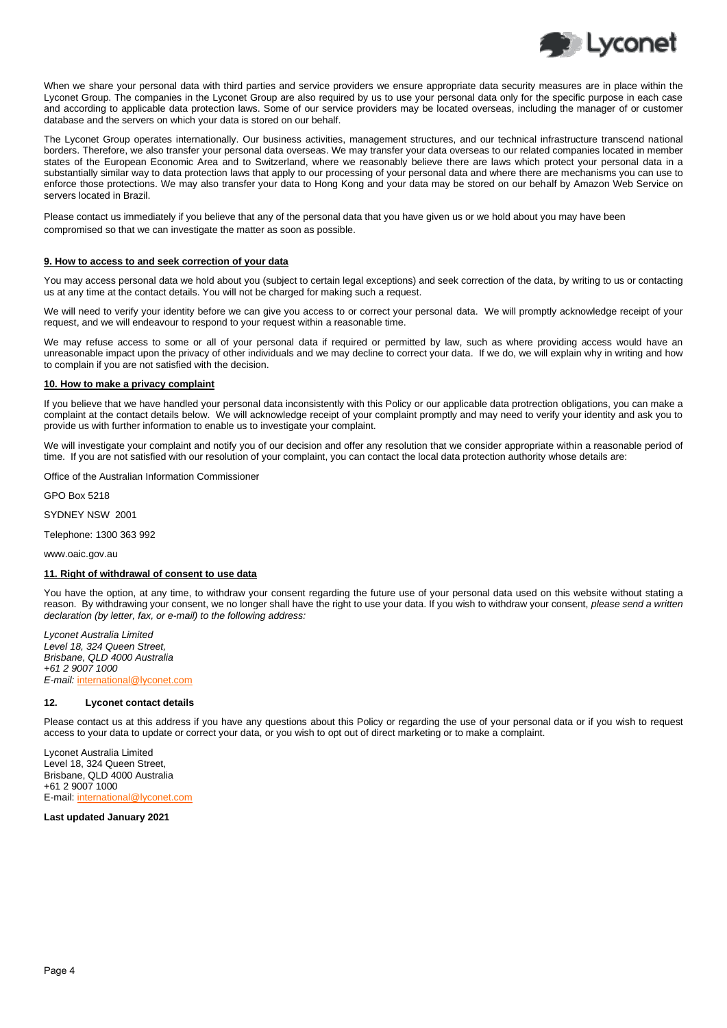When we share your personal data with third parties and service providers we ensure appropriate data security measures are in place within the Lyconet Group. The companies in the Lyconet Group are also required by us to use your personal data only for the specific purpose in each case and according to applicable data protection laws. Some of our service providers may be located overseas, including the manager of or customer database and the servers on which your data is stored on our behalf.

The Lyconet Group operates internationally. Our business activities, management structures, and our technical infrastructure transcend national borders. Therefore, we also transfer your personal data overseas. We may transfer your data overseas to our related companies located in member states of the European Economic Area and to Switzerland, where we reasonably believe there are laws which protect your personal data in a substantially similar way to data protection laws that apply to our processing of your personal data and where there are mechanisms you can use to enforce those protections. We may also transfer your data to Hong Kong and your data may be stored on our behalf by Amazon Web Service on servers located in Brazil.

Please contact us immediately if you believe that any of the personal data that you have given us or we hold about you may have been compromised so that we can investigate the matter as soon as possible.

## 9. How to access to and seek correction of your data

You may access personal data we hold about you (subject to certain legal exceptions) and seek correction of the data, by writing to us or contacting us at any time at the contact details. You will not be charged for making such a request.

We will need to verify your identity before we can give you access to or correct your personal data. We will promptly acknowledge receipt of your request, and we will endeavour to respond to your request within a reasonable time.

We may refuse access to some or all of your personal data if required or permitted by law, such as where providing access would have an unreasonable impact upon the privacy of other individuals and we may decline to correct your data. If we do, we will explain why in writing and how to complain if you are not satisfied with the decision.

## 10. How to make a privacy complaint

If you believe that we have handled your personal data inconsistently with this Policy or our applicable data protection obligations, you can make a complaint at the contact details below. We will acknowledge receipt of your complaint promptly and may need to verify your identity and ask you to provide us with further information to enable us to investigate your complaint.

We will investigate your complaint and notify you of our decision and offer any resolution that we consider appropriate within a reasonable period of time. If you are not satisfied with our resolution of your complaint, you can contact the local data protection authority whose details are:

Office of the Australian Information Commissioner

GPO Box 5218

SYDNEY NSW 2001

Telephone: 1300 363 992

www.oaic.gov.au

## 11. Right of withdrawal of consent to use data

You have the option, at any time, to withdraw your consent regarding the future use of your personal data used on this website without stating a reason. By withdrawing your consent, we no longer shall have the right to use your data. If you wish to withdraw your consent, *please send a written declaration (by letter, fax, or e-mail) to the following address:*

*Lyconet Australia Limited*
*Level 18, 324 Queen Street,*
*Brisbane, QLD 4000 Australia*
*+61 2 9007 1000*
*E-mail:* international@lyconet.com

## 12. Lyconet contact details

Please contact us at this address if you have any questions about this Policy or regarding the use of your personal data or if you wish to request access to your data to update or correct your data, or you wish to opt out of direct marketing or to make a complaint.

Lyconet Australia Limited
Level 18, 324 Queen Street,
Brisbane, QLD 4000 Australia
+61 2 9007 1000
E-mail: international@lyconet.com

**Last updated January 2021**